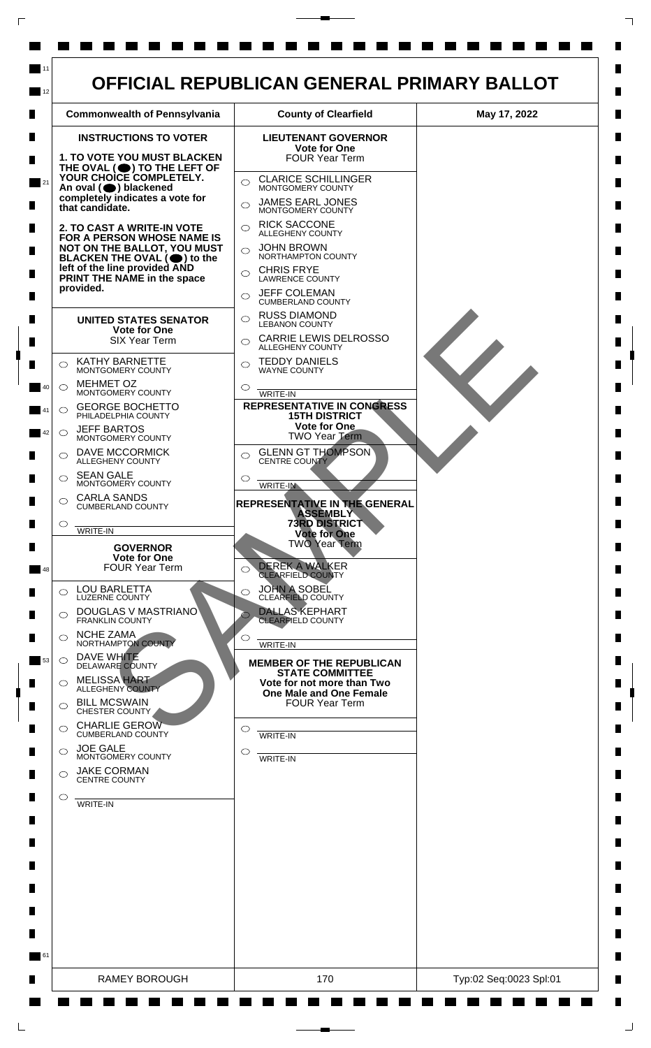# OFFICIAL REPUBLICAN GENERAL PRIMARY BALLOT

| Commonwealth of Pennsylvania | County of Clearfield | May 17, 2022 |
|---|---|---|

## INSTRUCTIONS TO VOTER

**1. TO VOTE YOU MUST BLACKEN THE OVAL (●) TO THE LEFT OF YOUR CHOICE COMPLETELY. An oval (●) blackened completely indicates a vote for that candidate.**

**2. TO CAST A WRITE-IN VOTE FOR A PERSON WHOSE NAME IS NOT ON THE BALLOT, YOU MUST BLACKEN THE OVAL (●) to the left of the line provided AND PRINT THE NAME in the space provided.**

### UNITED STATES SENATOR
**Vote for One**
SIX Year Term

- ○ KATHY BARNETTE — MONTGOMERY COUNTY
- ○ MEHMET OZ — MONTGOMERY COUNTY
- ○ GEORGE BOCHETTO — PHILADELPHIA COUNTY
- ○ JEFF BARTOS — MONTGOMERY COUNTY
- ○ DAVE MCCORMICK — ALLEGHENY COUNTY
- ○ SEAN GALE — MONTGOMERY COUNTY
- ○ CARLA SANDS — CUMBERLAND COUNTY
- ○ ______ WRITE-IN

### GOVERNOR
**Vote for One**
FOUR Year Term

- ○ LOU BARLETTA — LUZERNE COUNTY
- ○ DOUGLAS V MASTRIANO — FRANKLIN COUNTY
- ○ NCHE ZAMA — NORTHAMPTON COUNTY
- ○ DAVE WHITE — DELAWARE COUNTY
- ○ MELISSA HART — ALLEGHENY COUNTY
- ○ BILL MCSWAIN — CHESTER COUNTY
- ○ CHARLIE GEROW — CUMBERLAND COUNTY
- ○ JOE GALE — MONTGOMERY COUNTY
- ○ JAKE CORMAN — CENTRE COUNTY
- ○ ______ WRITE-IN

### LIEUTENANT GOVERNOR
**Vote for One**
FOUR Year Term

- ○ CLARICE SCHILLINGER — MONTGOMERY COUNTY
- ○ JAMES EARL JONES — MONTGOMERY COUNTY
- ○ RICK SACCONE — ALLEGHENY COUNTY
- ○ JOHN BROWN — NORTHAMPTON COUNTY
- ○ CHRIS FRYE — LAWRENCE COUNTY
- ○ JEFF COLEMAN — CUMBERLAND COUNTY
- ○ RUSS DIAMOND — LEBANON COUNTY
- ○ CARRIE LEWIS DELROSSO — ALLEGHENY COUNTY
- ○ TEDDY DANIELS — WAYNE COUNTY
- ○ ______ WRITE-IN

### REPRESENTATIVE IN CONGRESS 15TH DISTRICT
**Vote for One**
TWO Year Term

- ○ GLENN GT THOMPSON — CENTRE COUNTY
- ○ ______ WRITE-IN

### REPRESENTATIVE IN THE GENERAL ASSEMBLY 73RD DISTRICT
**Vote for One**
TWO Year Term

- ○ DEREK A WALKER — CLEARFIELD COUNTY
- ○ JOHN A SOBEL — CLEARFIELD COUNTY
- ○ DALLAS KEPHART — CLEARFIELD COUNTY
- ○ ______ WRITE-IN

### MEMBER OF THE REPUBLICAN STATE COMMITTEE
**Vote for not more than Two**
**One Male and One Female**
FOUR Year Term

- ○ ______ WRITE-IN
- ○ ______ WRITE-IN

SAMPLE

| RAMEY BOROUGH | 170 | Typ:02 Seq:0023 Spl:01 |
|---|---|---|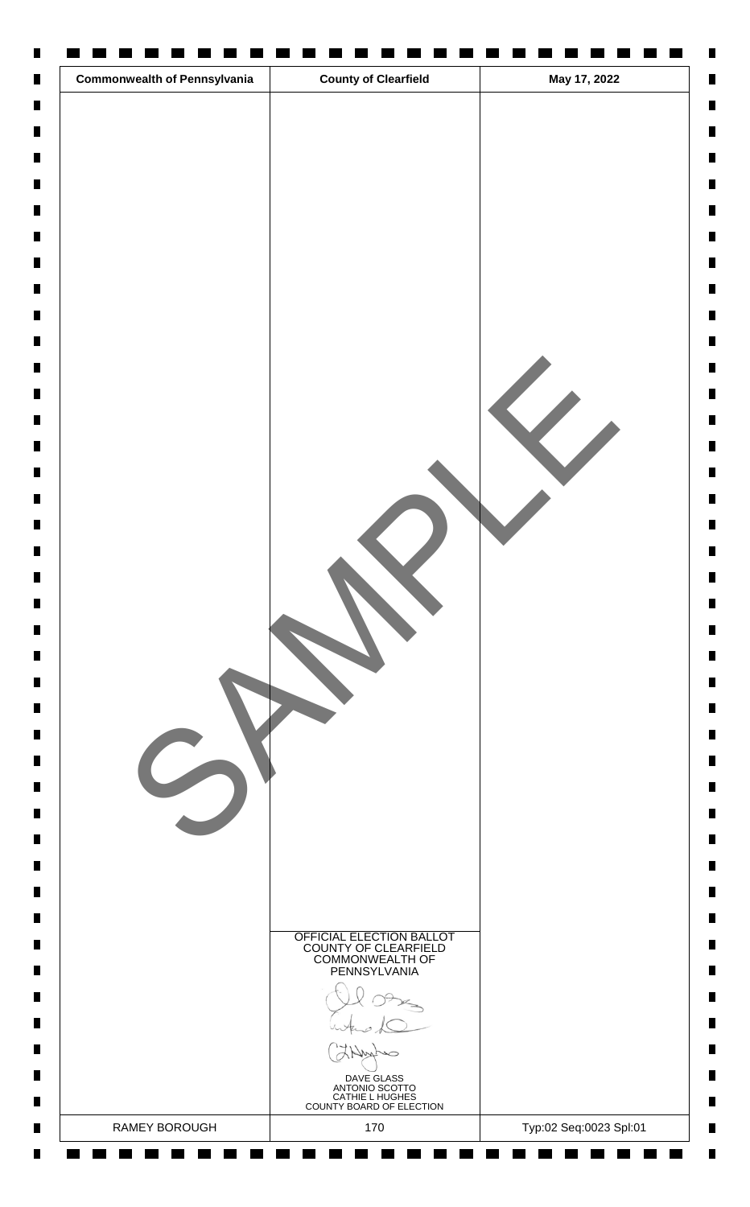| Commonwealth of Pennsylvania | County of Clearfield | May 17, 2022 |
|---|---|---|

SAMPLE

OFFICIAL ELECTION BALLOT
COUNTY OF CLEARFIELD
COMMONWEALTH OF PENNSYLVANIA

DAVE GLASS
ANTONIO SCOTTO
CATHIE L HUGHES
COUNTY BOARD OF ELECTION

| RAMEY BOROUGH | 170 | Typ:02 Seq:0023 Spl:01 |
|---|---|---|